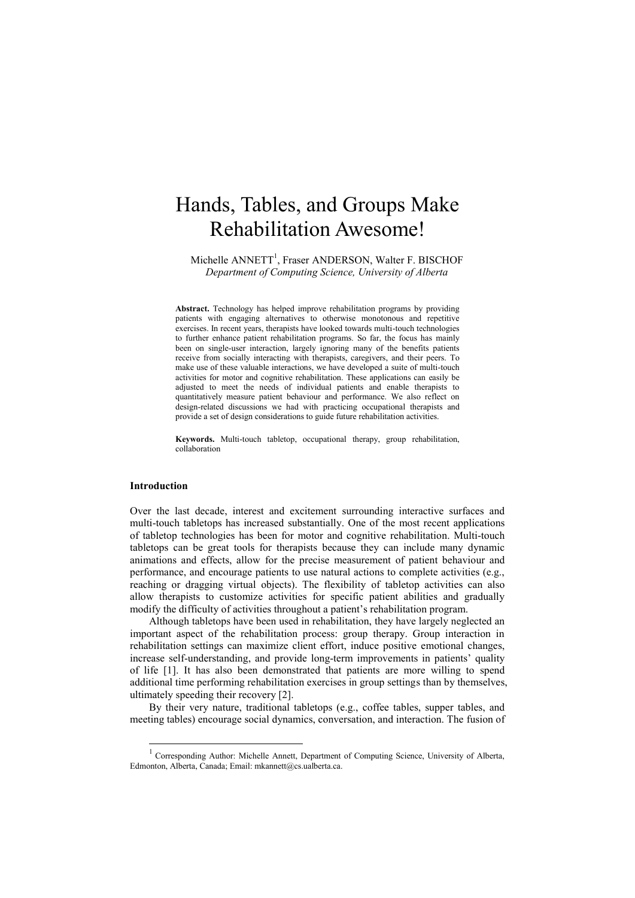# Hands, Tables, and Groups Make Rehabilitation Awesome!

Michelle ANNETT[1], Fraser ANDERSON, Walter F. BISCHOF
*Department of Computing Science, University of Alberta*

**Abstract.** Technology has helped improve rehabilitation programs by providing patients with engaging alternatives to otherwise monotonous and repetitive exercises. In recent years, therapists have looked towards multi-touch technologies to further enhance patient rehabilitation programs. So far, the focus has mainly been on single-user interaction, largely ignoring many of the benefits patients receive from socially interacting with therapists, caregivers, and their peers. To make use of these valuable interactions, we have developed a suite of multi-touch activities for motor and cognitive rehabilitation. These applications can easily be adjusted to meet the needs of individual patients and enable therapists to quantitatively measure patient behaviour and performance. We also reflect on design-related discussions we had with practicing occupational therapists and provide a set of design considerations to guide future rehabilitation activities.

**Keywords.** Multi-touch tabletop, occupational therapy, group rehabilitation, collaboration

## Introduction

Over the last decade, interest and excitement surrounding interactive surfaces and multi-touch tabletops has increased substantially. One of the most recent applications of tabletop technologies has been for motor and cognitive rehabilitation. Multi-touch tabletops can be great tools for therapists because they can include many dynamic animations and effects, allow for the precise measurement of patient behaviour and performance, and encourage patients to use natural actions to complete activities (e.g., reaching or dragging virtual objects). The flexibility of tabletop activities can also allow therapists to customize activities for specific patient abilities and gradually modify the difficulty of activities throughout a patient's rehabilitation program.

Although tabletops have been used in rehabilitation, they have largely neglected an important aspect of the rehabilitation process: group therapy. Group interaction in rehabilitation settings can maximize client effort, induce positive emotional changes, increase self-understanding, and provide long-term improvements in patients' quality of life [1]. It has also been demonstrated that patients are more willing to spend additional time performing rehabilitation exercises in group settings than by themselves, ultimately speeding their recovery [2].

By their very nature, traditional tabletops (e.g., coffee tables, supper tables, and meeting tables) encourage social dynamics, conversation, and interaction. The fusion of

[1] Corresponding Author: Michelle Annett, Department of Computing Science, University of Alberta, Edmonton, Alberta, Canada; Email: mkannett@cs.ualberta.ca.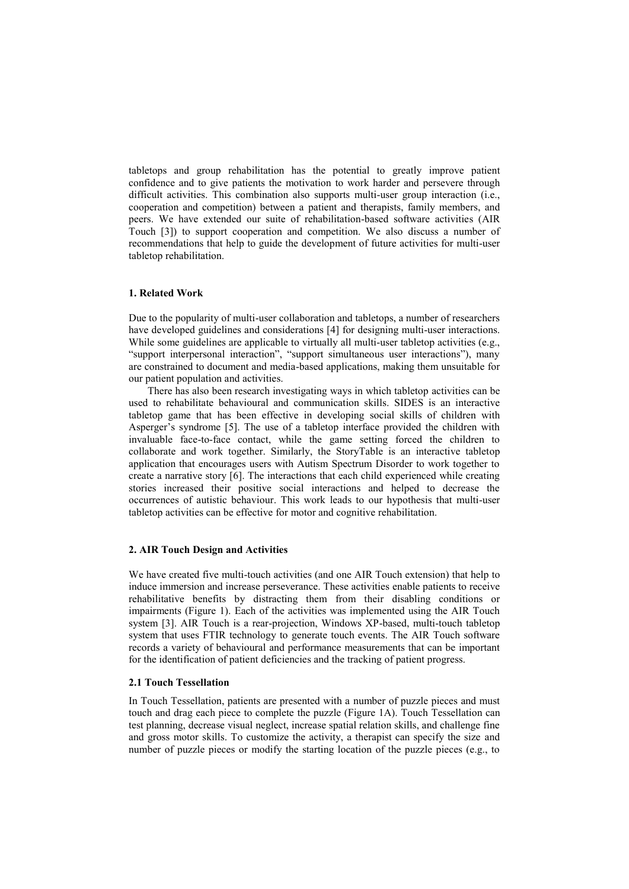tabletops and group rehabilitation has the potential to greatly improve patient confidence and to give patients the motivation to work harder and persevere through difficult activities. This combination also supports multi-user group interaction (i.e., cooperation and competition) between a patient and therapists, family members, and peers. We have extended our suite of rehabilitation-based software activities (AIR Touch [3]) to support cooperation and competition. We also discuss a number of recommendations that help to guide the development of future activities for multi-user tabletop rehabilitation.

### 1. Related Work

Due to the popularity of multi-user collaboration and tabletops, a number of researchers have developed guidelines and considerations [4] for designing multi-user interactions. While some guidelines are applicable to virtually all multi-user tabletop activities (e.g., "support interpersonal interaction", "support simultaneous user interactions"), many are constrained to document and media-based applications, making them unsuitable for our patient population and activities.

There has also been research investigating ways in which tabletop activities can be used to rehabilitate behavioural and communication skills. SIDES is an interactive tabletop game that has been effective in developing social skills of children with Asperger's syndrome [5]. The use of a tabletop interface provided the children with invaluable face-to-face contact, while the game setting forced the children to collaborate and work together. Similarly, the StoryTable is an interactive tabletop application that encourages users with Autism Spectrum Disorder to work together to create a narrative story [6]. The interactions that each child experienced while creating stories increased their positive social interactions and helped to decrease the occurrences of autistic behaviour. This work leads to our hypothesis that multi-user tabletop activities can be effective for motor and cognitive rehabilitation.

### 2. AIR Touch Design and Activities

We have created five multi-touch activities (and one AIR Touch extension) that help to induce immersion and increase perseverance. These activities enable patients to receive rehabilitative benefits by distracting them from their disabling conditions or impairments (Figure 1). Each of the activities was implemented using the AIR Touch system [3]. AIR Touch is a rear-projection, Windows XP-based, multi-touch tabletop system that uses FTIR technology to generate touch events. The AIR Touch software records a variety of behavioural and performance measurements that can be important for the identification of patient deficiencies and the tracking of patient progress.

#### 2.1 Touch Tessellation

In Touch Tessellation, patients are presented with a number of puzzle pieces and must touch and drag each piece to complete the puzzle (Figure 1A). Touch Tessellation can test planning, decrease visual neglect, increase spatial relation skills, and challenge fine and gross motor skills. To customize the activity, a therapist can specify the size and number of puzzle pieces or modify the starting location of the puzzle pieces (e.g., to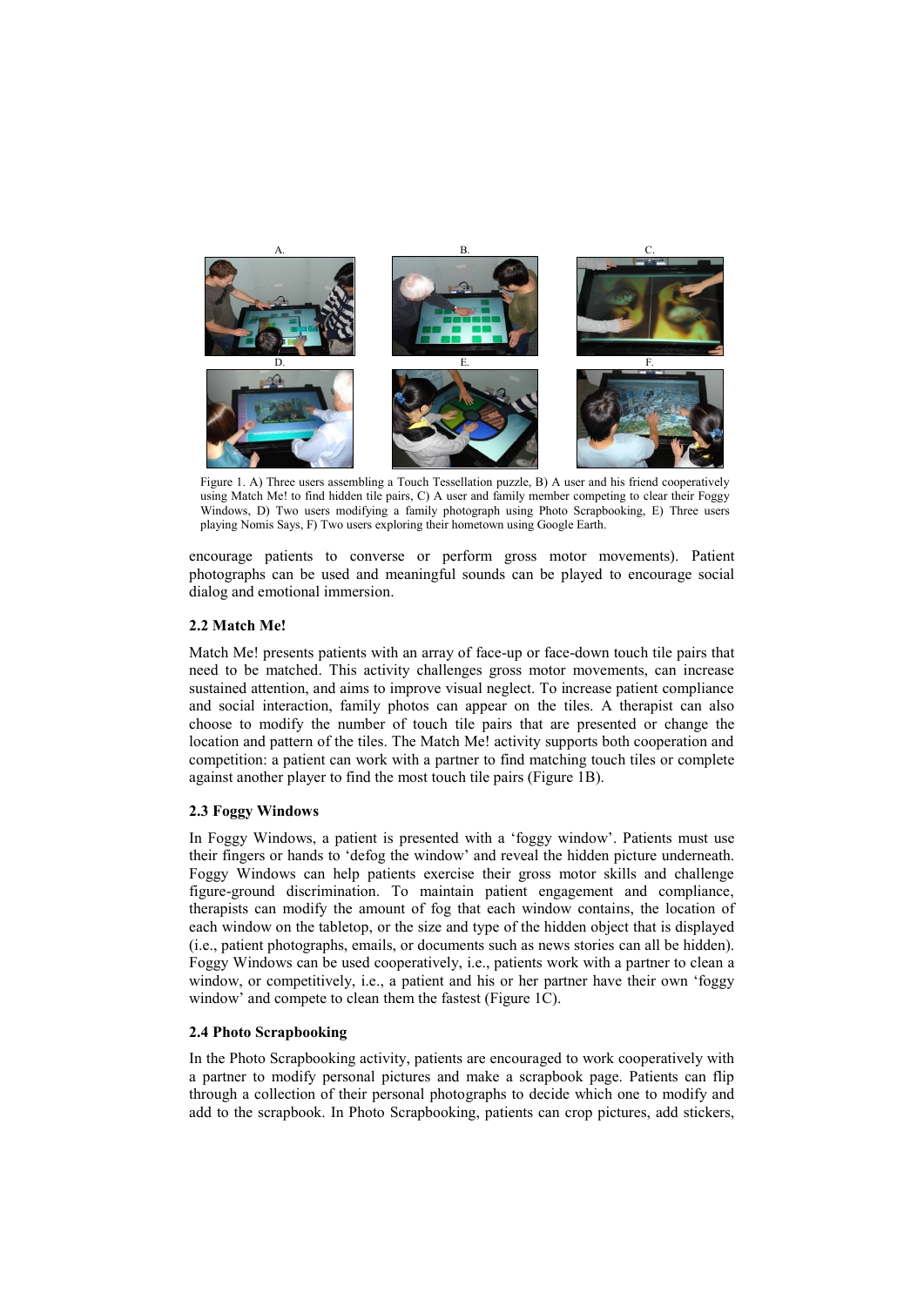Figure 1. A) Three users assembling a Touch Tessellation puzzle, B) A user and his friend cooperatively using Match Me! to find hidden tile pairs, C) A user and family member competing to clear their Foggy Windows, D) Two users modifying a family photograph using Photo Scrapbooking, E) Three users playing Nomis Says, F) Two users exploring their hometown using Google Earth.

encourage patients to converse or perform gross motor movements). Patient photographs can be used and meaningful sounds can be played to encourage social dialog and emotional immersion.

### 2.2 Match Me!

Match Me! presents patients with an array of face-up or face-down touch tile pairs that need to be matched. This activity challenges gross motor movements, can increase sustained attention, and aims to improve visual neglect. To increase patient compliance and social interaction, family photos can appear on the tiles. A therapist can also choose to modify the number of touch tile pairs that are presented or change the location and pattern of the tiles. The Match Me! activity supports both cooperation and competition: a patient can work with a partner to find matching touch tiles or complete against another player to find the most touch tile pairs (Figure 1B).

### 2.3 Foggy Windows

In Foggy Windows, a patient is presented with a 'foggy window'. Patients must use their fingers or hands to 'defog the window' and reveal the hidden picture underneath. Foggy Windows can help patients exercise their gross motor skills and challenge figure-ground discrimination. To maintain patient engagement and compliance, therapists can modify the amount of fog that each window contains, the location of each window on the tabletop, or the size and type of the hidden object that is displayed (i.e., patient photographs, emails, or documents such as news stories can all be hidden). Foggy Windows can be used cooperatively, i.e., patients work with a partner to clean a window, or competitively, i.e., a patient and his or her partner have their own 'foggy window' and compete to clean them the fastest (Figure 1C).

### 2.4 Photo Scrapbooking

In the Photo Scrapbooking activity, patients are encouraged to work cooperatively with a partner to modify personal pictures and make a scrapbook page. Patients can flip through a collection of their personal photographs to decide which one to modify and add to the scrapbook. In Photo Scrapbooking, patients can crop pictures, add stickers,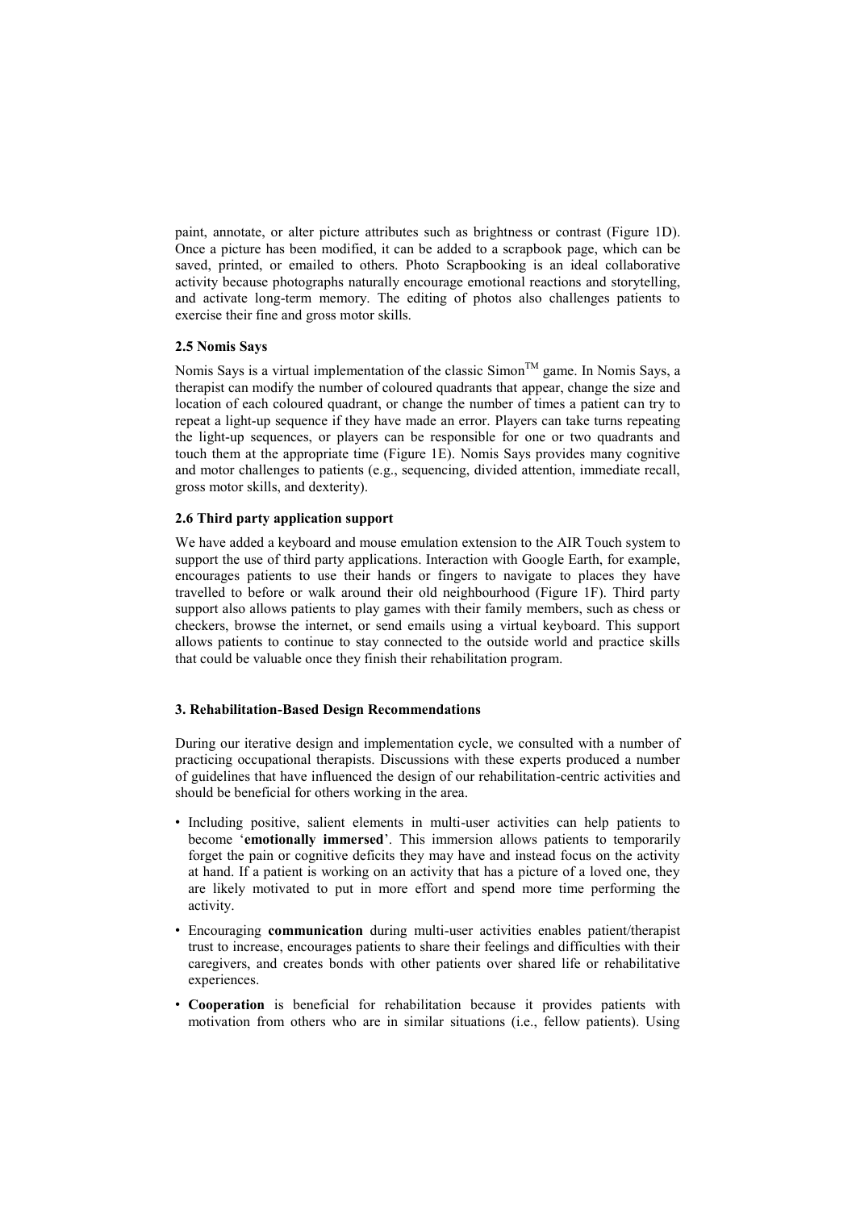paint, annotate, or alter picture attributes such as brightness or contrast (Figure 1D). Once a picture has been modified, it can be added to a scrapbook page, which can be saved, printed, or emailed to others. Photo Scrapbooking is an ideal collaborative activity because photographs naturally encourage emotional reactions and storytelling, and activate long-term memory. The editing of photos also challenges patients to exercise their fine and gross motor skills.

### 2.5 Nomis Says

Nomis Says is a virtual implementation of the classic Simon™ game. In Nomis Says, a therapist can modify the number of coloured quadrants that appear, change the size and location of each coloured quadrant, or change the number of times a patient can try to repeat a light-up sequence if they have made an error. Players can take turns repeating the light-up sequences, or players can be responsible for one or two quadrants and touch them at the appropriate time (Figure 1E). Nomis Says provides many cognitive and motor challenges to patients (e.g., sequencing, divided attention, immediate recall, gross motor skills, and dexterity).

### 2.6 Third party application support

We have added a keyboard and mouse emulation extension to the AIR Touch system to support the use of third party applications. Interaction with Google Earth, for example, encourages patients to use their hands or fingers to navigate to places they have travelled to before or walk around their old neighbourhood (Figure 1F). Third party support also allows patients to play games with their family members, such as chess or checkers, browse the internet, or send emails using a virtual keyboard. This support allows patients to continue to stay connected to the outside world and practice skills that could be valuable once they finish their rehabilitation program.

## 3. Rehabilitation-Based Design Recommendations

During our iterative design and implementation cycle, we consulted with a number of practicing occupational therapists. Discussions with these experts produced a number of guidelines that have influenced the design of our rehabilitation-centric activities and should be beneficial for others working in the area.

- Including positive, salient elements in multi-user activities can help patients to become '**emotionally immersed**'. This immersion allows patients to temporarily forget the pain or cognitive deficits they may have and instead focus on the activity at hand. If a patient is working on an activity that has a picture of a loved one, they are likely motivated to put in more effort and spend more time performing the activity.
- Encouraging **communication** during multi-user activities enables patient/therapist trust to increase, encourages patients to share their feelings and difficulties with their caregivers, and creates bonds with other patients over shared life or rehabilitative experiences.
- **Cooperation** is beneficial for rehabilitation because it provides patients with motivation from others who are in similar situations (i.e., fellow patients). Using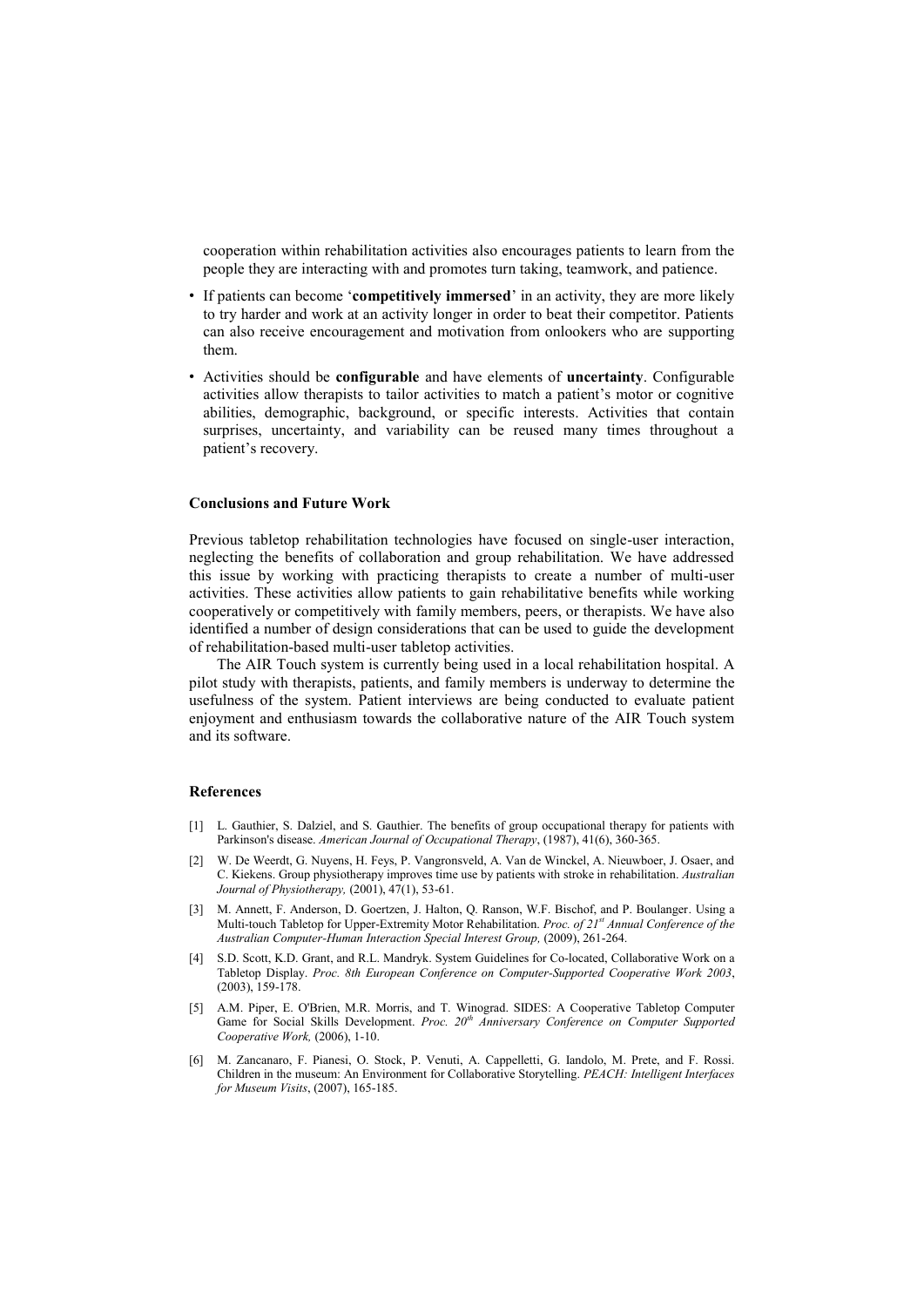cooperation within rehabilitation activities also encourages patients to learn from the people they are interacting with and promotes turn taking, teamwork, and patience.

- If patients can become '**competitively immersed**' in an activity, they are more likely to try harder and work at an activity longer in order to beat their competitor. Patients can also receive encouragement and motivation from onlookers who are supporting them.
- Activities should be **configurable** and have elements of **uncertainty**. Configurable activities allow therapists to tailor activities to match a patient's motor or cognitive abilities, demographic, background, or specific interests. Activities that contain surprises, uncertainty, and variability can be reused many times throughout a patient's recovery.

### Conclusions and Future Work

Previous tabletop rehabilitation technologies have focused on single-user interaction, neglecting the benefits of collaboration and group rehabilitation. We have addressed this issue by working with practicing therapists to create a number of multi-user activities. These activities allow patients to gain rehabilitative benefits while working cooperatively or competitively with family members, peers, or therapists. We have also identified a number of design considerations that can be used to guide the development of rehabilitation-based multi-user tabletop activities.

The AIR Touch system is currently being used in a local rehabilitation hospital. A pilot study with therapists, patients, and family members is underway to determine the usefulness of the system. Patient interviews are being conducted to evaluate patient enjoyment and enthusiasm towards the collaborative nature of the AIR Touch system and its software.

### References

[1] L. Gauthier, S. Dalziel, and S. Gauthier. The benefits of group occupational therapy for patients with Parkinson's disease. *American Journal of Occupational Therapy*, (1987), 41(6), 360-365.

[2] W. De Weerdt, G. Nuyens, H. Feys, P. Vangronsveld, A. Van de Winckel, A. Nieuwboer, J. Osaer, and C. Kiekens. Group physiotherapy improves time use by patients with stroke in rehabilitation. *Australian Journal of Physiotherapy,* (2001), 47(1), 53-61.

[3] M. Annett, F. Anderson, D. Goertzen, J. Halton, Q. Ranson, W.F. Bischof, and P. Boulanger. Using a Multi-touch Tabletop for Upper-Extremity Motor Rehabilitation. *Proc. of 21st Annual Conference of the Australian Computer-Human Interaction Special Interest Group,* (2009), 261-264.

[4] S.D. Scott, K.D. Grant, and R.L. Mandryk. System Guidelines for Co-located, Collaborative Work on a Tabletop Display. *Proc. 8th European Conference on Computer-Supported Cooperative Work 2003*, (2003), 159-178.

[5] A.M. Piper, E. O'Brien, M.R. Morris, and T. Winograd. SIDES: A Cooperative Tabletop Computer Game for Social Skills Development. *Proc. 20th Anniversary Conference on Computer Supported Cooperative Work,* (2006), 1-10.

[6] M. Zancanaro, F. Pianesi, O. Stock, P. Venuti, A. Cappelletti, G. Iandolo, M. Prete, and F. Rossi. Children in the museum: An Environment for Collaborative Storytelling. *PEACH: Intelligent Interfaces for Museum Visits*, (2007), 165-185.